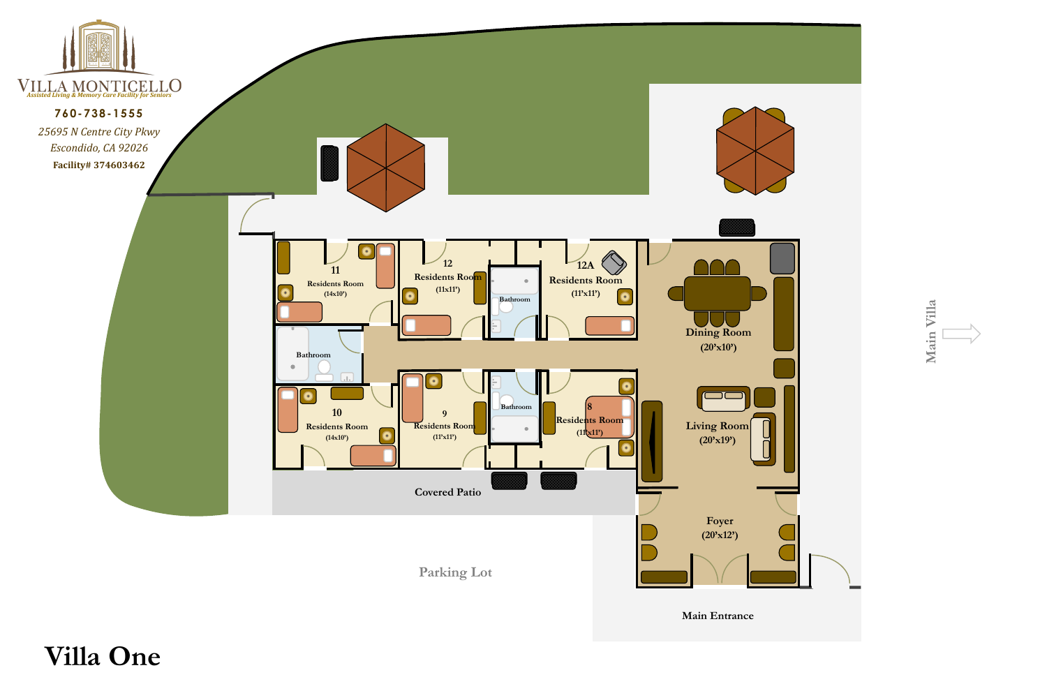VILLA MONTICELLO

Assisted Living & Memory Care Facility for Seniors

**760-738-1555**

*25695 N Centre City Pkwy*

*Escondido, CA 92026*

**Facility# 374603462**

11
Residents Room
(14x10')

12
Residents Room
(11x11')

Bathroom

12A
Residents Room
(11'x11')

Dining Room
(20'x10')

Bathroom

10
Residents Room
(14x10')

9
Residents Room
(11'x11')

Bathroom

8
Residents Room
(11'x11')

Living Room
(20'x19')

Main Villa

Covered Patio

Foyer
(20'x12')

Parking Lot

Main Entrance

# Villa One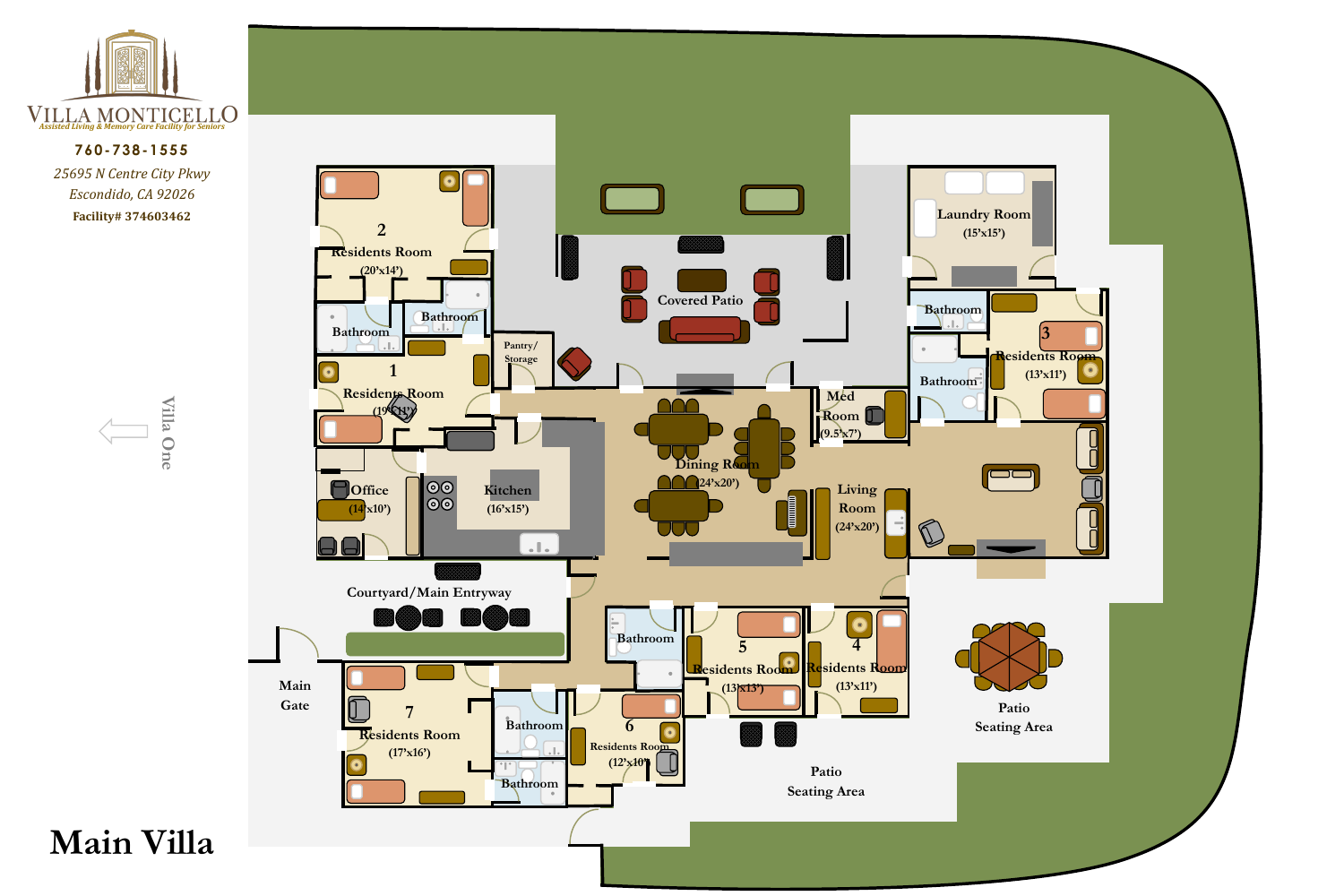VILLA MONTICELLO

*Assisted Living & Memory Care Facility for Seniors*

**760-738-1555**

*25695 N Centre City Pkwy*
*Escondido, CA 92026*

**Facility# 374603462**

Villa One

Residents Room 2 (20'x14')

Bathroom

Bathroom

Pantry/Storage

Covered Patio

Laundry Room (15'x15')

Bathroom

Residents Room 3 (13'x11')

Bathroom

Residents Room 1 (19'x11')

Med Room (9.5'x7')

Dining Room (24'x20')

Office (14'x10')

Kitchen (16'x15')

Living Room (24'x20')

Courtyard/Main Entryway

Main Gate

Bathroom

Residents Room 5 (13'x13')

Residents Room 4 (13'x11')

Patio Seating Area

Residents Room 7 (17'x16')

Bathroom

Bathroom

Residents Room 6 (12'x10')

Patio Seating Area

# Main Villa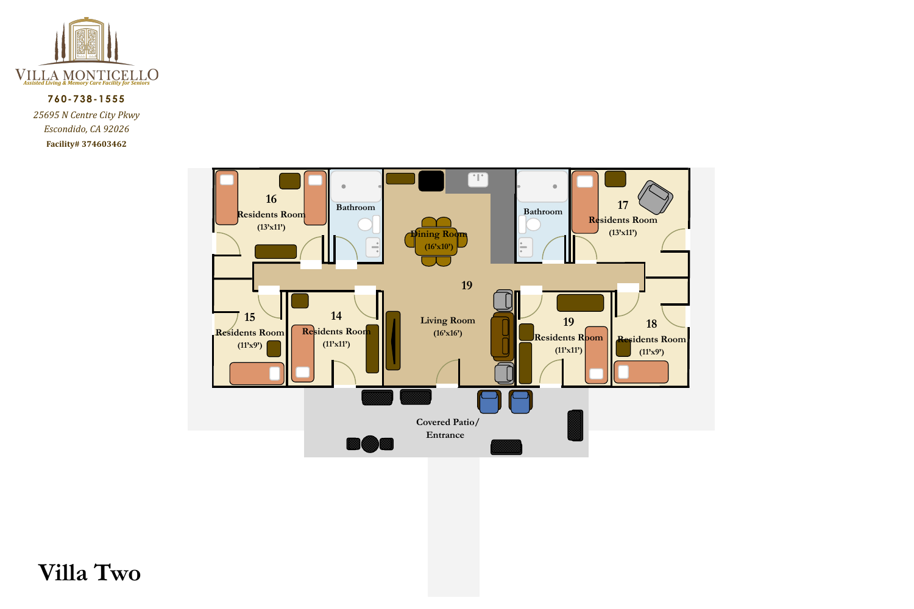VILLA MONTICELLO

*Assisted Living & Memory Care Facility for Seniors*

**760-738-1555**

*25695 N Centre City Pkwy*

*Escondido, CA 92026*

**Facility# 374603462**

16
Residents Room
(13'x11')

Bathroom

Dining Room
(16'x10')

Bathroom

17
Residents Room
(13'x11')

19

15
Residents Room
(11'x9')

14
Residents Room
(11'x11')

Living Room
(16'x16')

19
Residents Room
(11'x11')

18
Residents Room
(11'x9')

Covered Patio/
Entrance

# Villa Two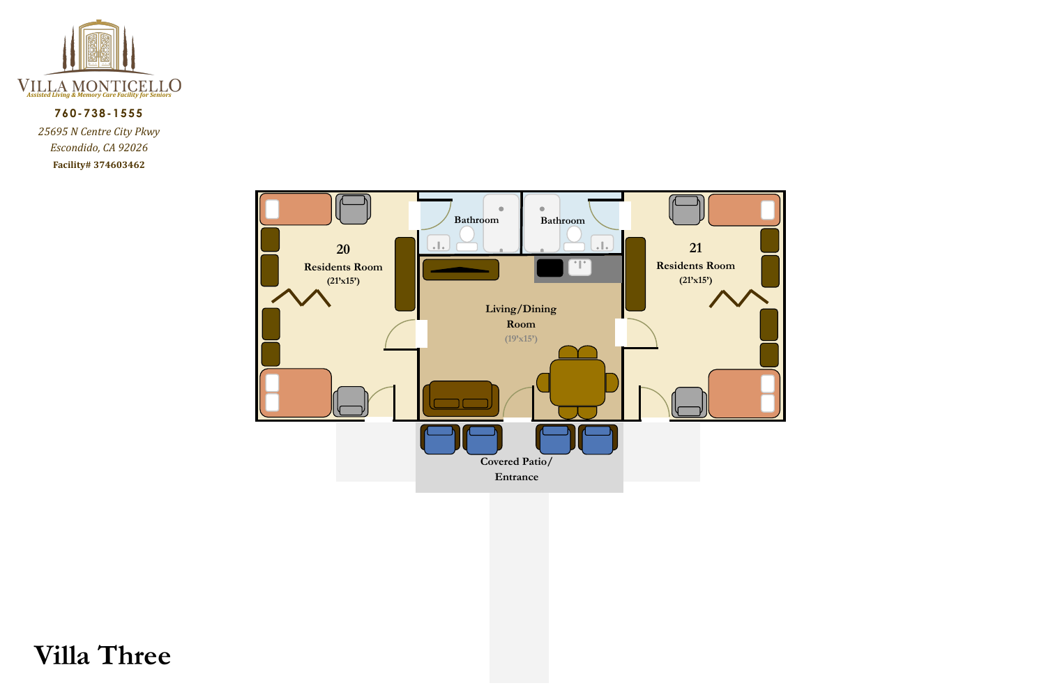VILLA MONTICELLO
*Assisted Living & Memory Care Facility for Seniors*

**760-738-1555**

*25695 N Centre City Pkwy*
*Escondido, CA 92026*

**Facility# 374603462**

Bathroom

Bathroom

20
Residents Room
(21'x15')

Living/Dining
Room
(19'x15')

21
Residents Room
(21'x15')

Covered Patio/
Entrance

# Villa Three